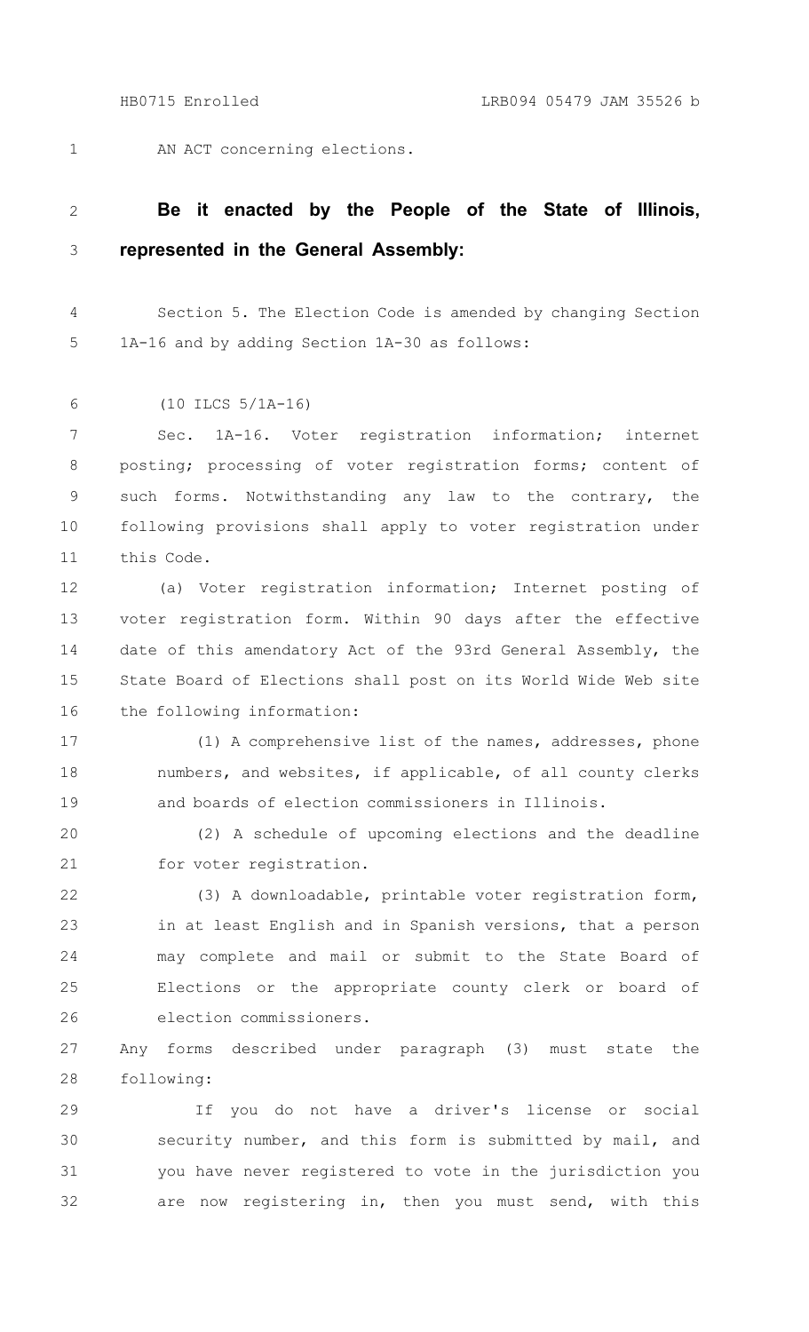AN ACT concerning elections.

**Be it enacted by the People of the State of Illinois, represented in the General Assembly:**

Section 5. The Election Code is amended by changing Section 1A-16 and by adding Section 1A-30 as follows:

(10 ILCS 5/1A-16)

Sec. 1A-16. Voter registration information; internet posting; processing of voter registration forms; content of such forms. Notwithstanding any law to the contrary, the following provisions shall apply to voter registration under this Code.

(a) Voter registration information; Internet posting of voter registration form. Within 90 days after the effective date of this amendatory Act of the 93rd General Assembly, the State Board of Elections shall post on its World Wide Web site the following information:

(1) A comprehensive list of the names, addresses, phone numbers, and websites, if applicable, of all county clerks and boards of election commissioners in Illinois.

(2) A schedule of upcoming elections and the deadline for voter registration.

(3) A downloadable, printable voter registration form, in at least English and in Spanish versions, that a person may complete and mail or submit to the State Board of Elections or the appropriate county clerk or board of election commissioners.

Any forms described under paragraph (3) must state the following:

If you do not have a driver's license or social security number, and this form is submitted by mail, and you have never registered to vote in the jurisdiction you are now registering in, then you must send, with this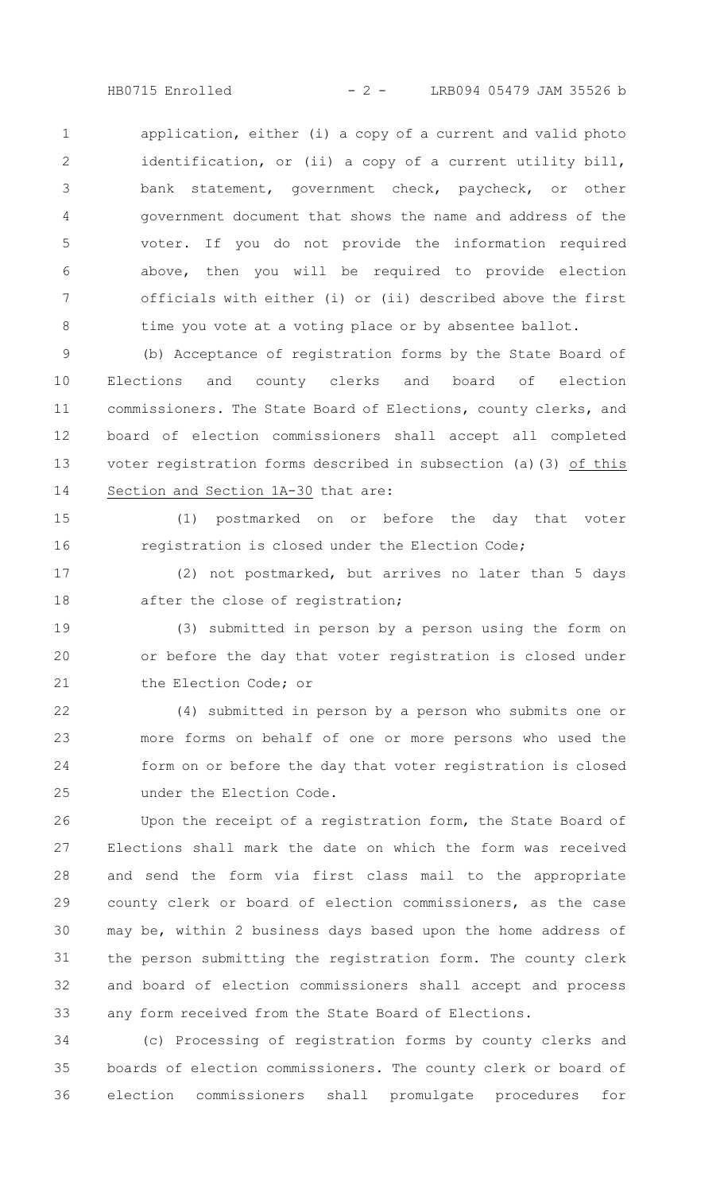application, either (i) a copy of a current and valid photo identification, or (ii) a copy of a current utility bill, bank statement, government check, paycheck, or other government document that shows the name and address of the voter. If you do not provide the information required above, then you will be required to provide election officials with either (i) or (ii) described above the first time you vote at a voting place or by absentee ballot.

(b) Acceptance of registration forms by the State Board of Elections and county clerks and board of election commissioners. The State Board of Elections, county clerks, and board of election commissioners shall accept all completed voter registration forms described in subsection (a)(3) of this Section and Section 1A-30 that are:

(1) postmarked on or before the day that voter registration is closed under the Election Code;

(2) not postmarked, but arrives no later than 5 days after the close of registration;

(3) submitted in person by a person using the form on or before the day that voter registration is closed under the Election Code; or

(4) submitted in person by a person who submits one or more forms on behalf of one or more persons who used the form on or before the day that voter registration is closed under the Election Code.

Upon the receipt of a registration form, the State Board of Elections shall mark the date on which the form was received and send the form via first class mail to the appropriate county clerk or board of election commissioners, as the case may be, within 2 business days based upon the home address of the person submitting the registration form. The county clerk and board of election commissioners shall accept and process any form received from the State Board of Elections.

(c) Processing of registration forms by county clerks and boards of election commissioners. The county clerk or board of election commissioners shall promulgate procedures for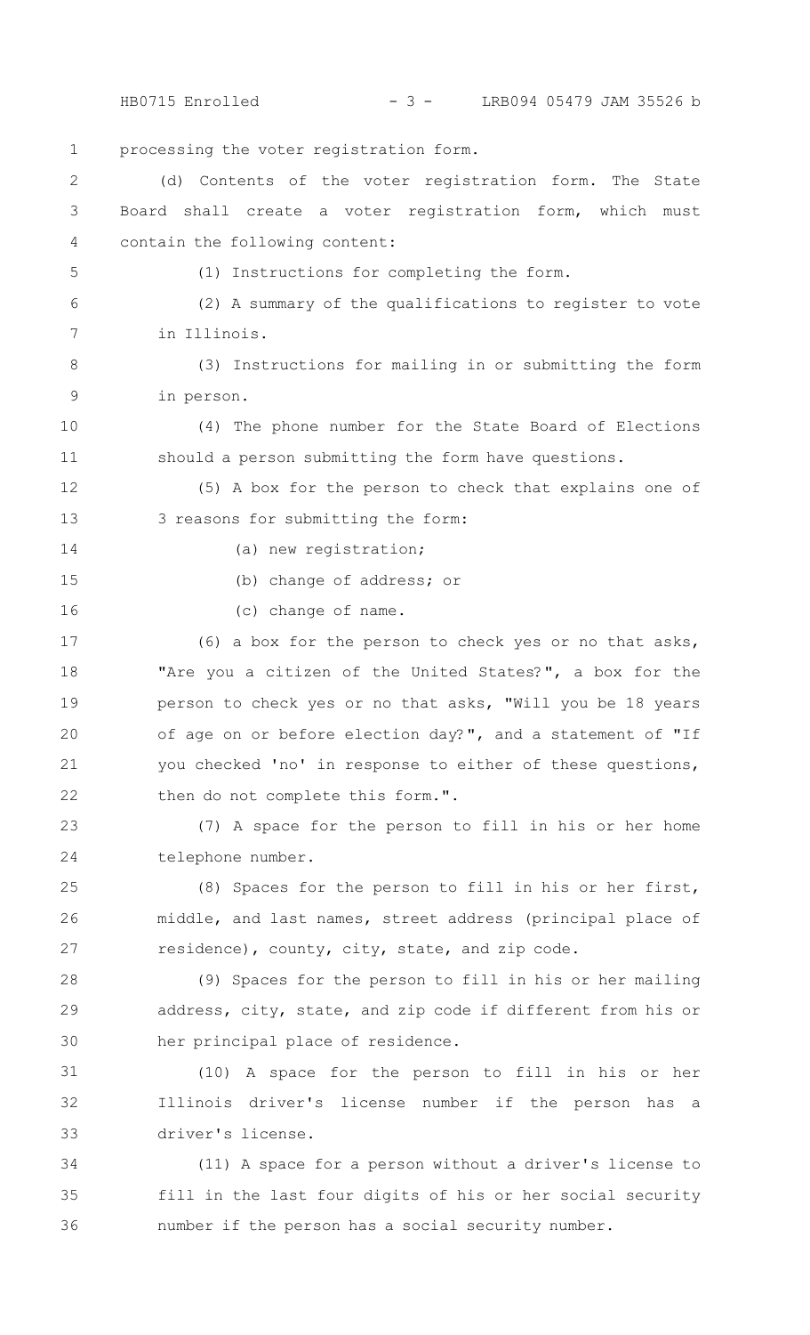processing the voter registration form.

(d) Contents of the voter registration form. The State Board shall create a voter registration form, which must contain the following content:

(1) Instructions for completing the form.

(2) A summary of the qualifications to register to vote in Illinois.

(3) Instructions for mailing in or submitting the form in person.

(4) The phone number for the State Board of Elections should a person submitting the form have questions.

(5) A box for the person to check that explains one of 3 reasons for submitting the form:

(a) new registration;

(b) change of address; or

(c) change of name.

(6) a box for the person to check yes or no that asks, "Are you a citizen of the United States?", a box for the person to check yes or no that asks, "Will you be 18 years of age on or before election day?", and a statement of "If you checked 'no' in response to either of these questions, then do not complete this form.".

(7) A space for the person to fill in his or her home telephone number.

(8) Spaces for the person to fill in his or her first, middle, and last names, street address (principal place of residence), county, city, state, and zip code.

(9) Spaces for the person to fill in his or her mailing address, city, state, and zip code if different from his or her principal place of residence.

(10) A space for the person to fill in his or her Illinois driver's license number if the person has a driver's license.

(11) A space for a person without a driver's license to fill in the last four digits of his or her social security number if the person has a social security number.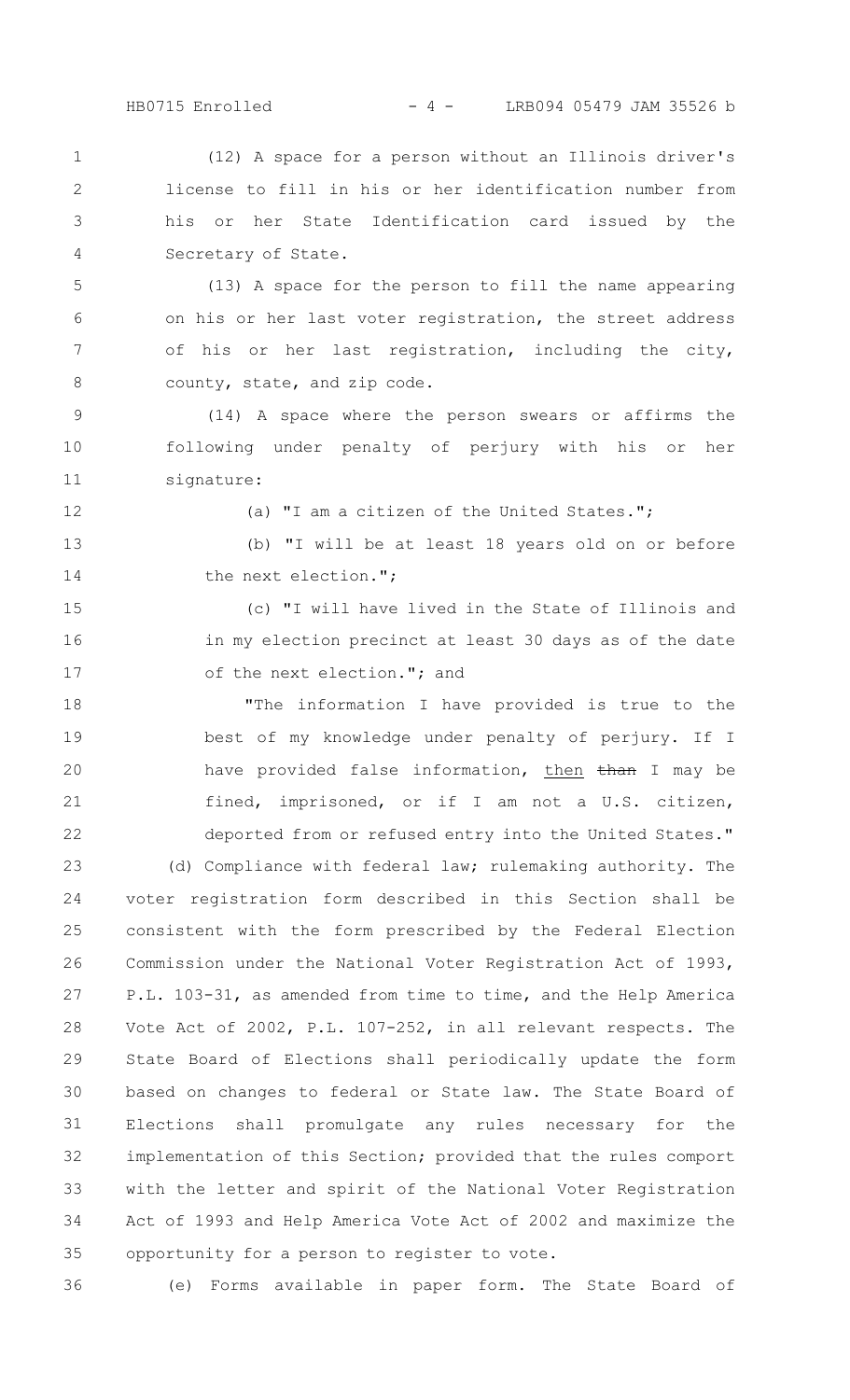(12) A space for a person without an Illinois driver's license to fill in his or her identification number from his or her State Identification card issued by the Secretary of State.

(13) A space for the person to fill the name appearing on his or her last voter registration, the street address of his or her last registration, including the city, county, state, and zip code.

(14) A space where the person swears or affirms the following under penalty of perjury with his or her signature:

(a) "I am a citizen of the United States.";

(b) "I will be at least 18 years old on or before the next election.";

(c) "I will have lived in the State of Illinois and in my election precinct at least 30 days as of the date of the next election."; and

"The information I have provided is true to the best of my knowledge under penalty of perjury. If I have provided false information, then ~~than~~ I may be fined, imprisoned, or if I am not a U.S. citizen, deported from or refused entry into the United States."

(d) Compliance with federal law; rulemaking authority. The voter registration form described in this Section shall be consistent with the form prescribed by the Federal Election Commission under the National Voter Registration Act of 1993, P.L. 103-31, as amended from time to time, and the Help America Vote Act of 2002, P.L. 107-252, in all relevant respects. The State Board of Elections shall periodically update the form based on changes to federal or State law. The State Board of Elections shall promulgate any rules necessary for the implementation of this Section; provided that the rules comport with the letter and spirit of the National Voter Registration Act of 1993 and Help America Vote Act of 2002 and maximize the opportunity for a person to register to vote.

(e) Forms available in paper form. The State Board of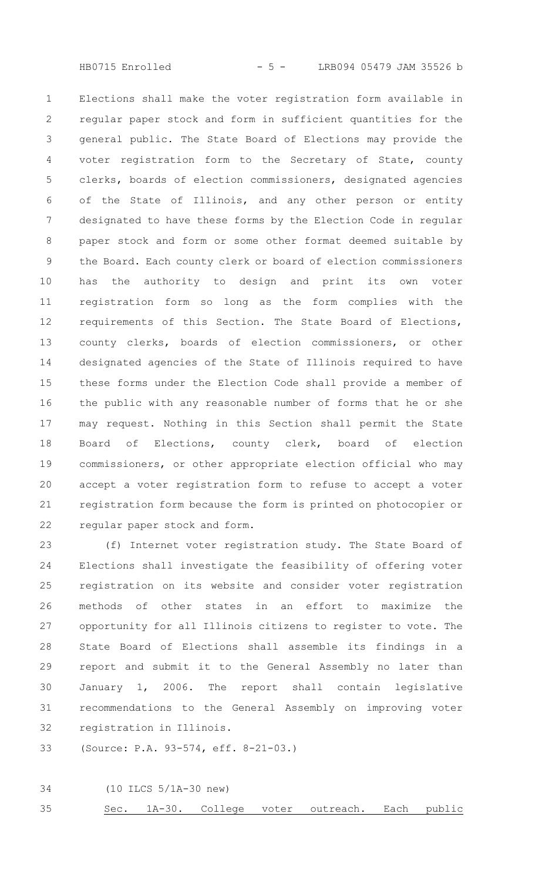Elections shall make the voter registration form available in regular paper stock and form in sufficient quantities for the general public. The State Board of Elections may provide the voter registration form to the Secretary of State, county clerks, boards of election commissioners, designated agencies of the State of Illinois, and any other person or entity designated to have these forms by the Election Code in regular paper stock and form or some other format deemed suitable by the Board. Each county clerk or board of election commissioners has the authority to design and print its own voter registration form so long as the form complies with the requirements of this Section. The State Board of Elections, county clerks, boards of election commissioners, or other designated agencies of the State of Illinois required to have these forms under the Election Code shall provide a member of the public with any reasonable number of forms that he or she may request. Nothing in this Section shall permit the State Board of Elections, county clerk, board of election commissioners, or other appropriate election official who may accept a voter registration form to refuse to accept a voter registration form because the form is printed on photocopier or regular paper stock and form.

(f) Internet voter registration study. The State Board of Elections shall investigate the feasibility of offering voter registration on its website and consider voter registration methods of other states in an effort to maximize the opportunity for all Illinois citizens to register to vote. The State Board of Elections shall assemble its findings in a report and submit it to the General Assembly no later than January 1, 2006. The report shall contain legislative recommendations to the General Assembly on improving voter registration in Illinois.

(Source: P.A. 93-574, eff. 8-21-03.)

(10 ILCS 5/1A-30 new)

Sec. 1A-30. College voter outreach. Each public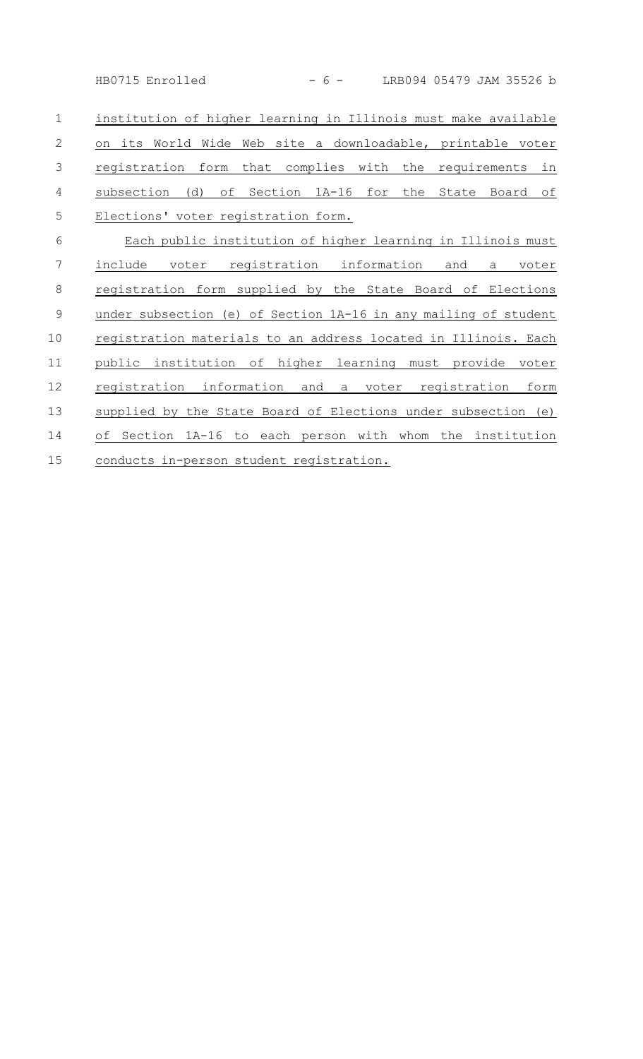institution of higher learning in Illinois must make available on its World Wide Web site a downloadable, printable voter registration form that complies with the requirements in subsection (d) of Section 1A-16 for the State Board of Elections' voter registration form.

Each public institution of higher learning in Illinois must include voter registration information and a voter registration form supplied by the State Board of Elections under subsection (e) of Section 1A-16 in any mailing of student registration materials to an address located in Illinois. Each public institution of higher learning must provide voter registration information and a voter registration form supplied by the State Board of Elections under subsection (e) of Section 1A-16 to each person with whom the institution conducts in-person student registration.